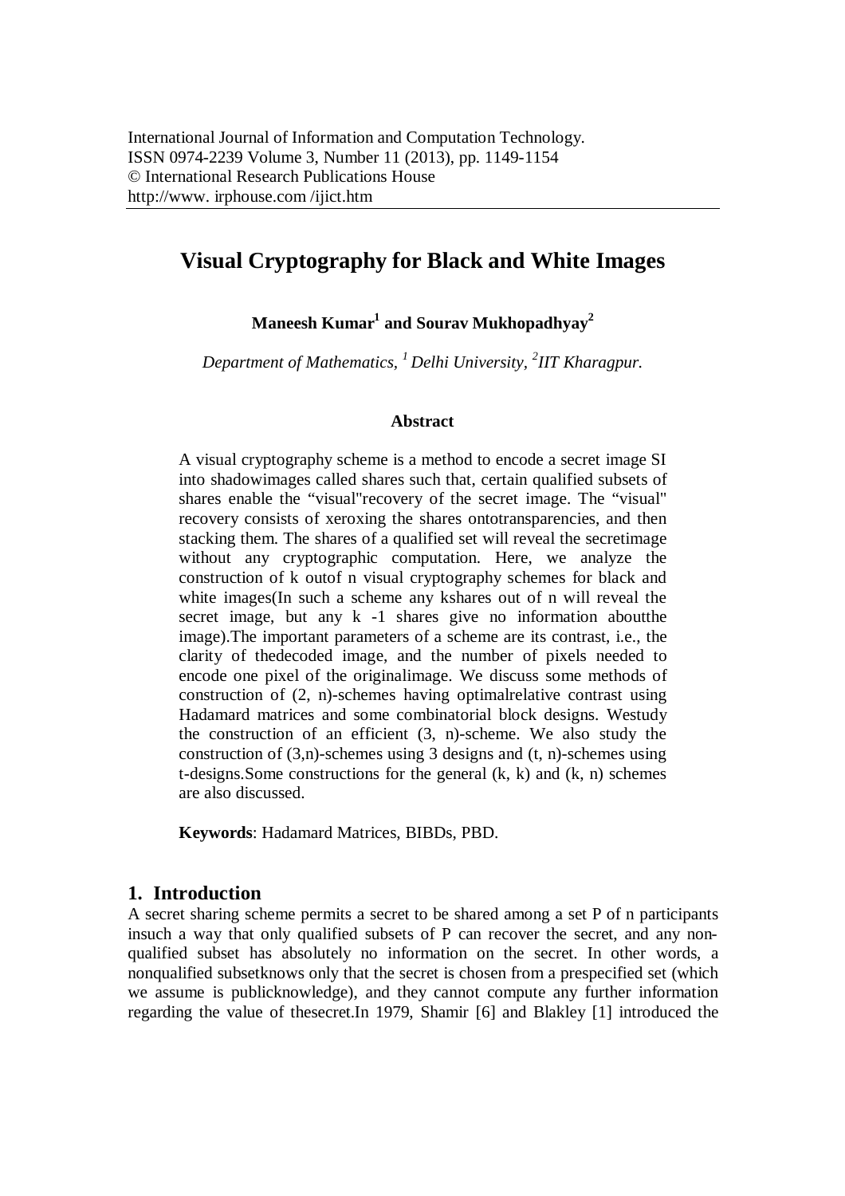International Journal of Information and Computation Technology.
ISSN 0974-2239 Volume 3, Number 11 (2013), pp. 1149-1154
© International Research Publications House
http://www. irphouse.com /ijict.htm

# Visual Cryptography for Black and White Images

**Maneesh Kumar[1] and Sourav Mukhopadhyay[2]**

*Department of Mathematics, [1] Delhi University, [2]IIT Kharagpur.*

### Abstract

A visual cryptography scheme is a method to encode a secret image SI into shadowimages called shares such that, certain qualified subsets of shares enable the “visual"recovery of the secret image. The “visual" recovery consists of xeroxing the shares ontotransparencies, and then stacking them. The shares of a qualified set will reveal the secretimage without any cryptographic computation. Here, we analyze the construction of k outof n visual cryptography schemes for black and white images(In such a scheme any kshares out of n will reveal the secret image, but any k -1 shares give no information aboutthe image).The important parameters of a scheme are its contrast, i.e., the clarity of thedecoded image, and the number of pixels needed to encode one pixel of the originalimage. We discuss some methods of construction of (2, n)-schemes having optimalrelative contrast using Hadamard matrices and some combinatorial block designs. Westudy the construction of an efficient (3, n)-scheme. We also study the construction of (3,n)-schemes using 3 designs and (t, n)-schemes using t-designs.Some constructions for the general (k, k) and (k, n) schemes are also discussed.

**Keywords**: Hadamard Matrices, BIBDs, PBD.

## 1. Introduction

A secret sharing scheme permits a secret to be shared among a set P of n participants insuch a way that only qualified subsets of P can recover the secret, and any non-qualified subset has absolutely no information on the secret. In other words, a nonqualified subsetknows only that the secret is chosen from a prespecified set (which we assume is publicknowledge), and they cannot compute any further information regarding the value of thesecret.In 1979, Shamir [6] and Blakley [1] introduced the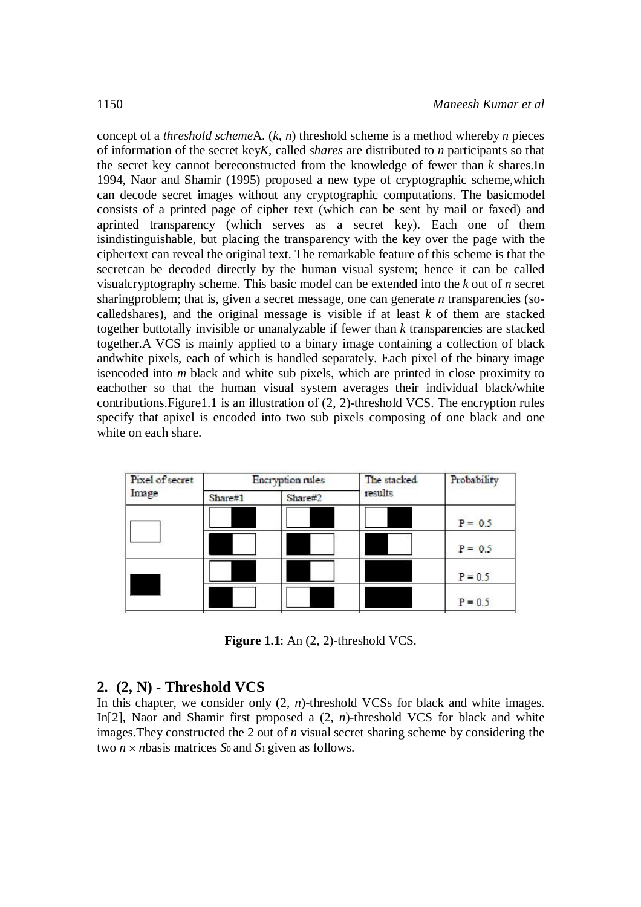concept of a *threshold scheme*A. $(k, n)$ threshold scheme is a method whereby $n$ pieces of information of the secret key$K$, called *shares* are distributed to $n$ participants so that the secret key cannot bereconstructed from the knowledge of fewer than $k$ shares.In 1994, Naor and Shamir (1995) proposed a new type of cryptographic scheme,which can decode secret images without any cryptographic computations. The basicmodel consists of a printed page of cipher text (which can be sent by mail or faxed) and aprinted transparency (which serves as a secret key). Each one of them isindistinguishable, but placing the transparency with the key over the page with the ciphertext can reveal the original text. The remarkable feature of this scheme is that the secretcan be decoded directly by the human visual system; hence it can be called visualcryptography scheme. This basic model can be extended into the $k$ out of $n$ secret sharingproblem; that is, given a secret message, one can generate $n$ transparencies (so-calledshares), and the original message is visible if at least $k$ of them are stacked together buttotally invisible or unanalyzable if fewer than $k$ transparencies are stacked together.A VCS is mainly applied to a binary image containing a collection of black andwhite pixels, each of which is handled separately. Each pixel of the binary image isencoded into $m$ black and white sub pixels, which are printed in close proximity to eachother so that the human visual system averages their individual black/white contributions.Figure1.1 is an illustration of (2, 2)-threshold VCS. The encryption rules specify that apixel is encoded into two sub pixels composing of one black and one white on each share.

| Pixel of secret Image | Encryption rules | | The stacked results | Probability |
|---|---|---|---|---|
| | Share#1 | Share#2 | | |
| □ (white) | □■ | □■ | □■ | P = 0.5 |
| | ■□ | ■□ | ■□ | P = 0.5 |
| ■ (black) | □■ | ■□ | ■■ | P = 0.5 |
| | ■□ | □■ | ■■ | P = 0.5 |

**Figure 1.1**: An (2, 2)-threshold VCS.

## 2. (2, N) - Threshold VCS

In this chapter, we consider only $(2, n)$-threshold VCSs for black and white images. In[2], Naor and Shamir first proposed a $(2, n)$-threshold VCS for black and white images.They constructed the 2 out of $n$ visual secret sharing scheme by considering the two $n \times n$basis matrices $S_0$ and $S_1$ given as follows.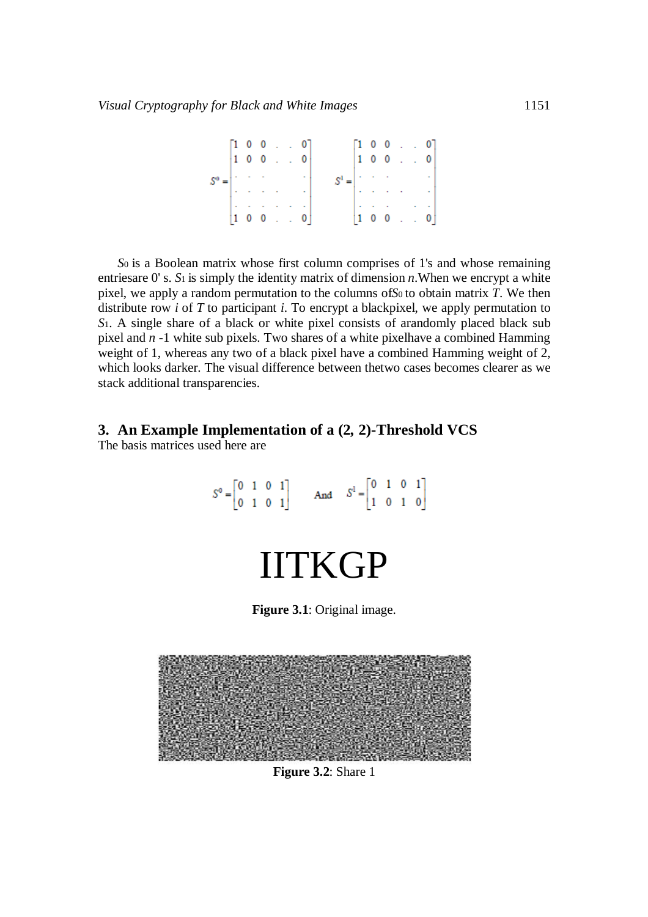$$S^0 = \begin{bmatrix} 1 & 0 & 0 & . & . & 0 \\ 1 & 0 & 0 & . & . & 0 \\ . & . & . & & & . \\ . & . & . & . & & . \\ . & . & . & . & . & . \\ 1 & 0 & 0 & . & . & 0 \end{bmatrix} \qquad S^1 = \begin{bmatrix} 1 & 0 & 0 & . & . & 0 \\ 1 & 0 & 0 & . & . & 0 \\ . & . & . & & & . \\ . & . & . & . & & . \\ . & . & . & & . & . \\ 1 & 0 & 0 & . & . & 0 \end{bmatrix}$$

$S_0$ is a Boolean matrix whose first column comprises of 1's and whose remaining entriesare 0' s. $S_1$ is simply the identity matrix of dimension $n$.When we encrypt a white pixel, we apply a random permutation to the columns of$S_0$ to obtain matrix $T$. We then distribute row $i$ of $T$ to participant $i$. To encrypt a blackpixel, we apply permutation to $S_1$. A single share of a black or white pixel consists of arandomly placed black sub pixel and $n$ -1 white sub pixels. Two shares of a white pixelhave a combined Hamming weight of 1, whereas any two of a black pixel have a combined Hamming weight of 2, which looks darker. The visual difference between thetwo cases becomes clearer as we stack additional transparencies.

## 3. An Example Implementation of a (2, 2)-Threshold VCS

The basis matrices used here are

$$S^0 = \begin{bmatrix} 0 & 1 & 0 & 1 \\ 0 & 1 & 0 & 1 \end{bmatrix} \quad \text{And} \quad S^1 = \begin{bmatrix} 0 & 1 & 0 & 1 \\ 1 & 0 & 1 & 0 \end{bmatrix}$$

IITKGP

**Figure 3.1**: Original image.

**Figure 3.2**: Share 1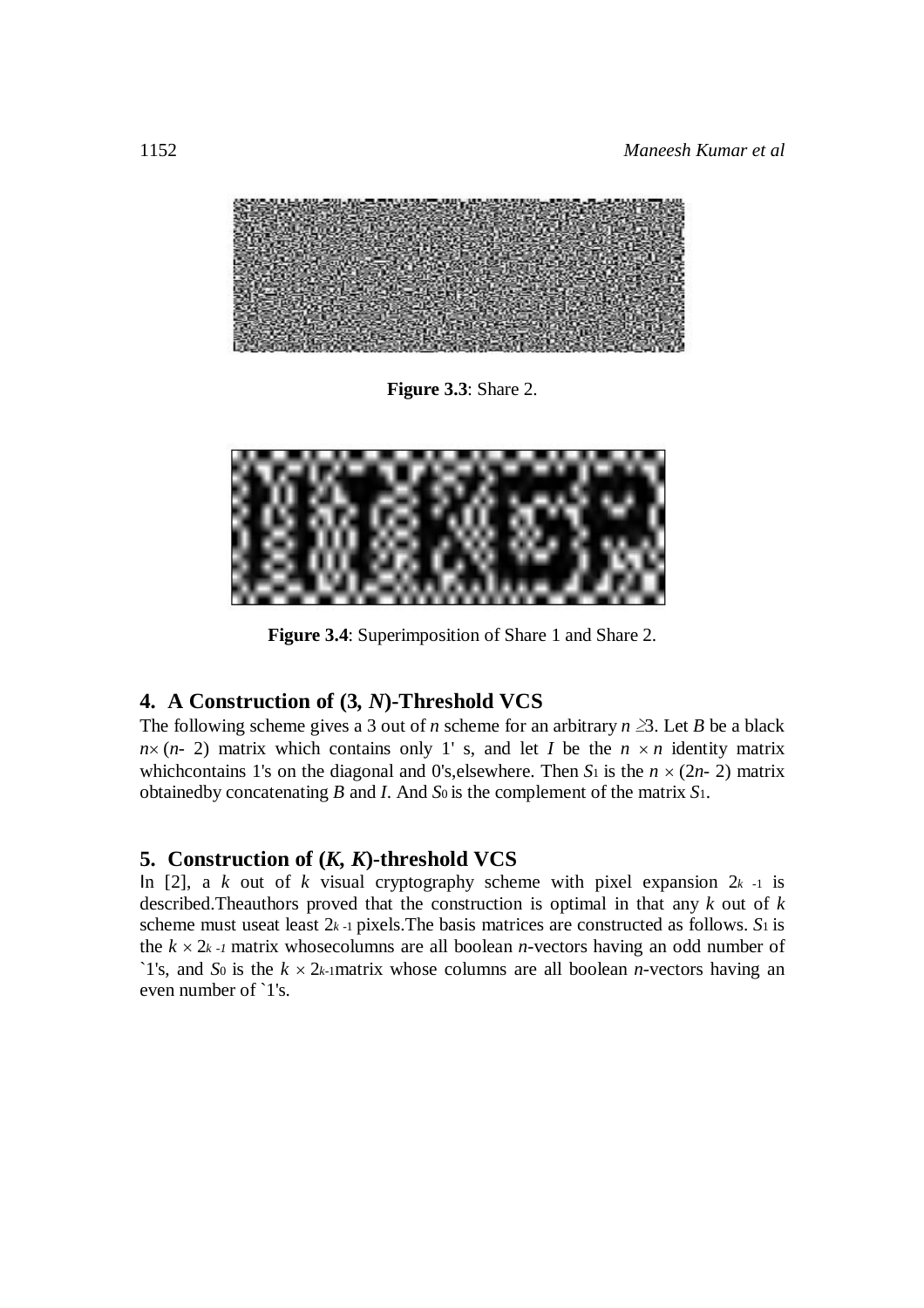**Figure 3.3**: Share 2.

**Figure 3.4**: Superimposition of Share 1 and Share 2.

## 4. A Construction of (3, *N*)-Threshold VCS

The following scheme gives a 3 out of $n$ scheme for an arbitrary $n \geq 3$. Let $B$ be a black $n \times (n-2)$ matrix which contains only 1' s, and let $I$ be the $n \times n$ identity matrix whichcontains 1's on the diagonal and 0's,elsewhere. Then $S_1$ is the $n \times (2n-2)$ matrix obtainedby concatenating $B$ and $I$. And $S_0$ is the complement of the matrix $S_1$.

## 5. Construction of (*K*, *K*)-threshold VCS

In [2], a $k$ out of $k$ visual cryptography scheme with pixel expansion $2^{k-1}$ is described.Theauthors proved that the construction is optimal in that any $k$ out of $k$ scheme must useat least $2^{k-1}$ pixels.The basis matrices are constructed as follows. $S_1$ is the $k \times 2^{k-1}$ matrix whosecolumns are all boolean $n$-vectors having an odd number of `1's, and $S_0$ is the $k \times 2^{k-1}$matrix whose columns are all boolean $n$-vectors having an even number of `1's.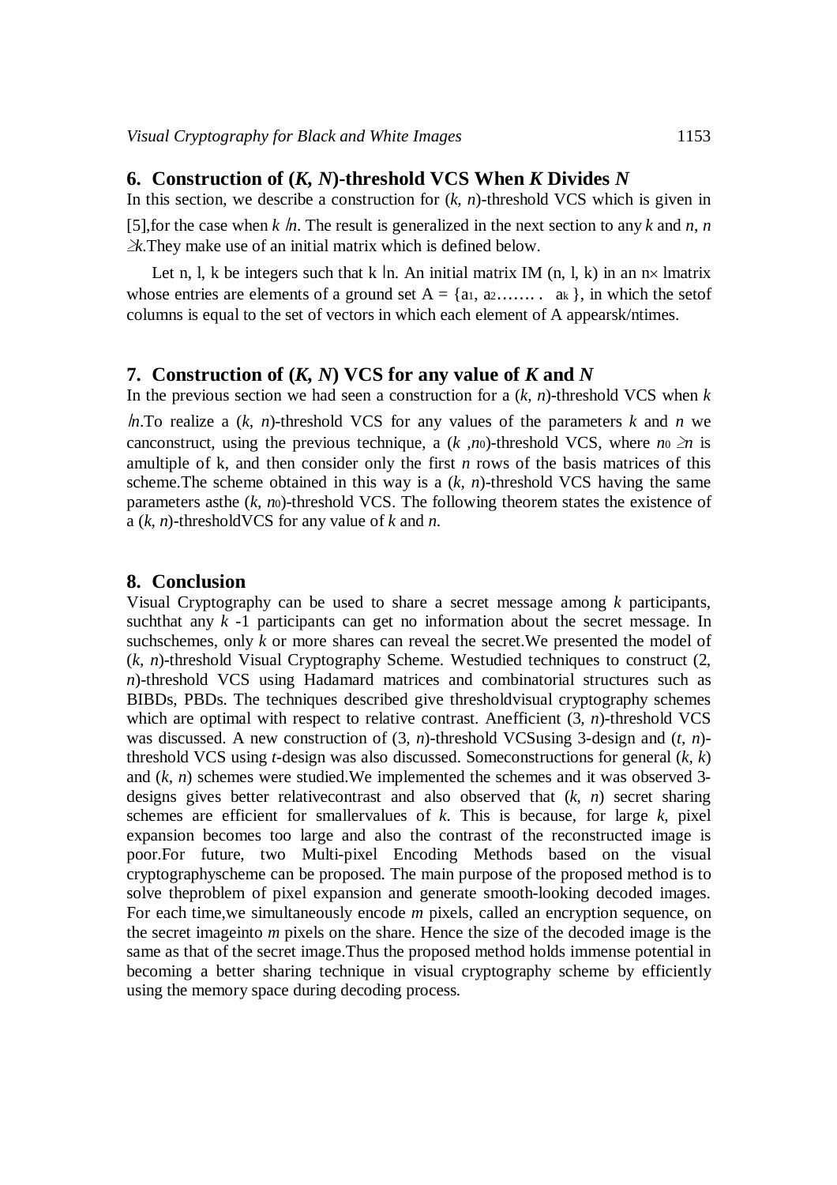## 6. Construction of (*K, N*)-threshold VCS When *K* Divides *N*

In this section, we describe a construction for $(k, n)$-threshold VCS which is given in [5],for the case when $k \mid n$. The result is generalized in the next section to any $k$ and $n$, $n \geq k$.They make use of an initial matrix which is defined below.

Let n, l, k be integers such that $k \mid n$. An initial matrix IM (n, l, k) in an $n \times l$matrix whose entries are elements of a ground set $A = \{a_1, a_2 \ldots\ldots. \ a_k\}$, in which the setof columns is equal to the set of vectors in which each element of A appearsk/ntimes.

## 7. Construction of (*K, N*) VCS for any value of *K* and *N*

In the previous section we had seen a construction for a $(k, n)$-threshold VCS when $k \mid n$.To realize a $(k, n)$-threshold VCS for any values of the parameters $k$ and $n$ we canconstruct, using the previous technique, a $(k, n_0)$-threshold VCS, where $n_0 \geq n$ is amultiple of k, and then consider only the first $n$ rows of the basis matrices of this scheme.The scheme obtained in this way is a $(k, n)$-threshold VCS having the same parameters asthe $(k, n_0)$-threshold VCS. The following theorem states the existence of a $(k, n)$-thresholdVCS for any value of $k$ and $n$.

## 8. Conclusion

Visual Cryptography can be used to share a secret message among $k$ participants, suchthat any $k$ -1 participants can get no information about the secret message. In suchschemes, only $k$ or more shares can reveal the secret.We presented the model of $(k, n)$-threshold Visual Cryptography Scheme. Westudied techniques to construct $(2, n)$-threshold VCS using Hadamard matrices and combinatorial structures such as BIBDs, PBDs. The techniques described give thresholdvisual cryptography schemes which are optimal with respect to relative contrast. Anefficient $(3, n)$-threshold VCS was discussed. A new construction of $(3, n)$-threshold VCSusing 3-design and $(t, n)$-threshold VCS using $t$-design was also discussed. Someconstructions for general $(k, k)$ and $(k, n)$ schemes were studied.We implemented the schemes and it was observed 3-designs gives better relativecontrast and also observed that $(k, n)$ secret sharing schemes are efficient for smallervalues of $k$. This is because, for large $k$, pixel expansion becomes too large and also the contrast of the reconstructed image is poor.For future, two Multi-pixel Encoding Methods based on the visual cryptographyscheme can be proposed. The main purpose of the proposed method is to solve theproblem of pixel expansion and generate smooth-looking decoded images. For each time,we simultaneously encode $m$ pixels, called an encryption sequence, on the secret imageinto $m$ pixels on the share. Hence the size of the decoded image is the same as that of the secret image.Thus the proposed method holds immense potential in becoming a better sharing technique in visual cryptography scheme by efficiently using the memory space during decoding process.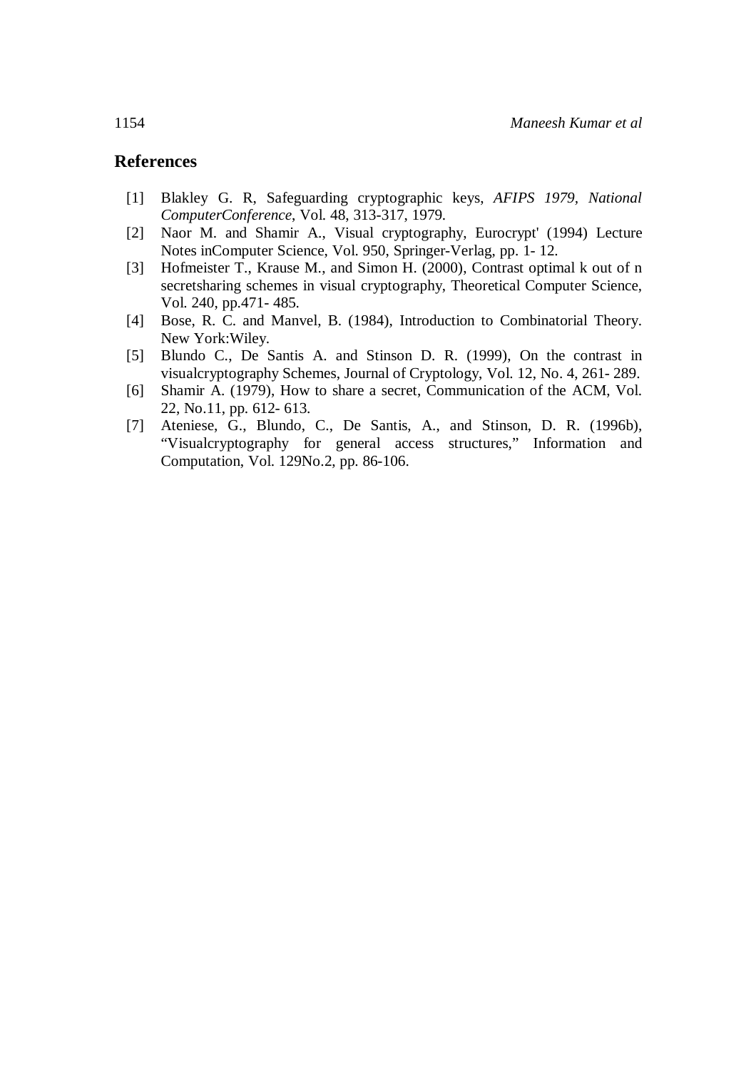## References

[1] Blakley G. R, Safeguarding cryptographic keys, *AFIPS 1979, National ComputerConference*, Vol. 48, 313-317, 1979.

[2] Naor M. and Shamir A., Visual cryptography, Eurocrypt' (1994) Lecture Notes inComputer Science, Vol. 950, Springer-Verlag, pp. 1- 12.

[3] Hofmeister T., Krause M., and Simon H. (2000), Contrast optimal k out of n secretsharing schemes in visual cryptography, Theoretical Computer Science, Vol. 240, pp.471- 485.

[4] Bose, R. C. and Manvel, B. (1984), Introduction to Combinatorial Theory. New York:Wiley.

[5] Blundo C., De Santis A. and Stinson D. R. (1999), On the contrast in visualcryptography Schemes, Journal of Cryptology, Vol. 12, No. 4, 261- 289.

[6] Shamir A. (1979), How to share a secret, Communication of the ACM, Vol. 22, No.11, pp. 612- 613.

[7] Ateniese, G., Blundo, C., De Santis, A., and Stinson, D. R. (1996b), "Visualcryptography for general access structures," Information and Computation, Vol. 129No.2, pp. 86-106.